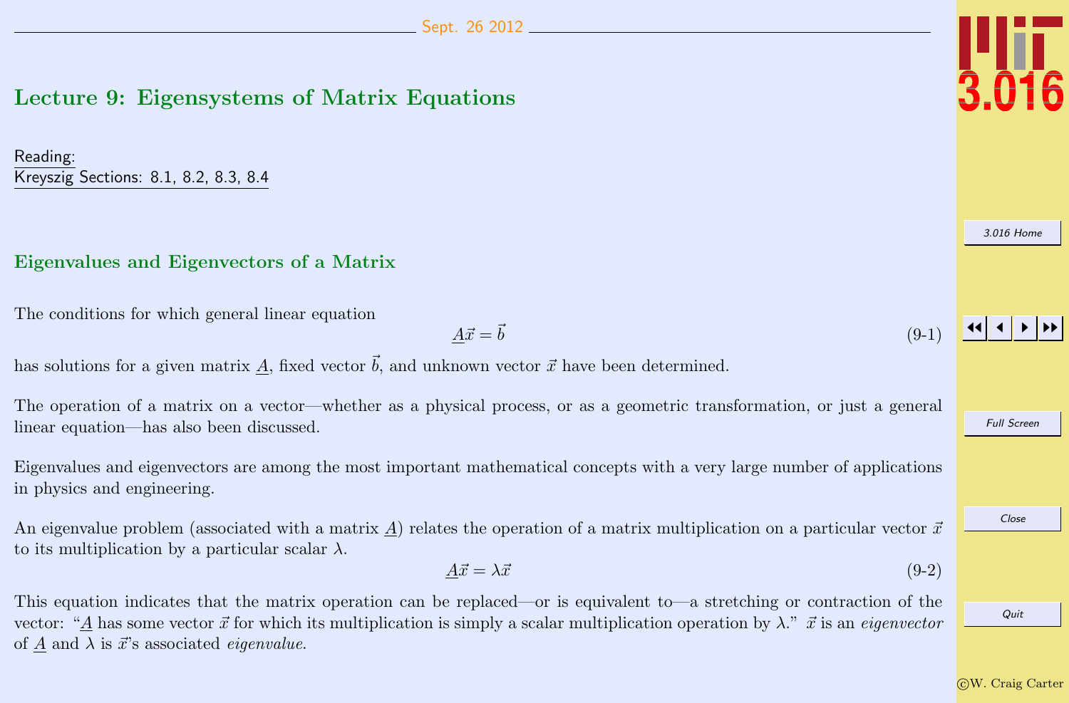# Lecture 9: Eigensystems of Matrix Equations

Reading:
Kreyszig Sections: 8.1, 8.2, 8.3, 8.4

## Eigenvalues and Eigenvectors of a Matrix

The conditions for which general linear equation

$$\underline{A}\vec{x} = \vec{b} \tag{9-1}$$

has solutions for a given matrix $\underline{A}$, fixed vector $\vec{b}$, and unknown vector $\vec{x}$ have been determined.

The operation of a matrix on a vector—whether as a physical process, or as a geometric transformation, or just a general linear equation—has also been discussed.

Eigenvalues and eigenvectors are among the most important mathematical concepts with a very large number of applications in physics and engineering.

An eigenvalue problem (associated with a matrix $\underline{A}$) relates the operation of a matrix multiplication on a particular vector $\vec{x}$ to its multiplication by a particular scalar $\lambda$.

$$\underline{A}\vec{x} = \lambda\vec{x} \tag{9-2}$$

This equation indicates that the matrix operation can be replaced—or is equivalent to—a stretching or contraction of the vector: "$\underline{A}$ has some vector $\vec{x}$ for which its multiplication is simply a scalar multiplication operation by $\lambda$." $\vec{x}$ is an *eigenvector* of $\underline{A}$ and $\lambda$ is $\vec{x}$'s associated *eigenvalue*.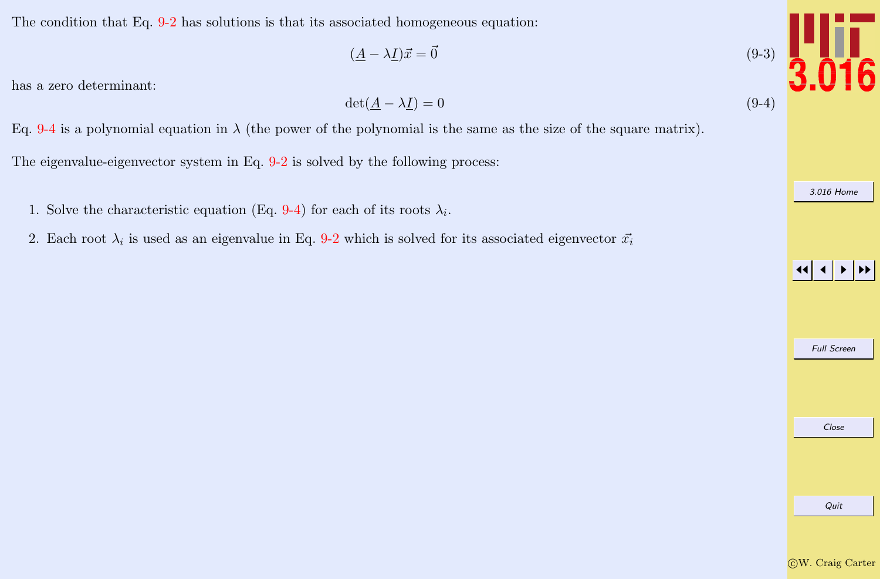The condition that Eq. 9-2 has solutions is that its associated homogeneous equation:

$$(\underline{A} - \lambda \underline{I})\vec{x} = \vec{0} \tag{9-3}$$

has a zero determinant:

$$\det(\underline{A} - \lambda \underline{I}) = 0 \tag{9-4}$$

Eq. 9-4 is a polynomial equation in $\lambda$ (the power of the polynomial is the same as the size of the square matrix).

The eigenvalue-eigenvector system in Eq. 9-2 is solved by the following process:

1. Solve the characteristic equation (Eq. 9-4) for each of its roots $\lambda_i$.
2. Each root $\lambda_i$ is used as an eigenvalue in Eq. 9-2 which is solved for its associated eigenvector $\vec{x_i}$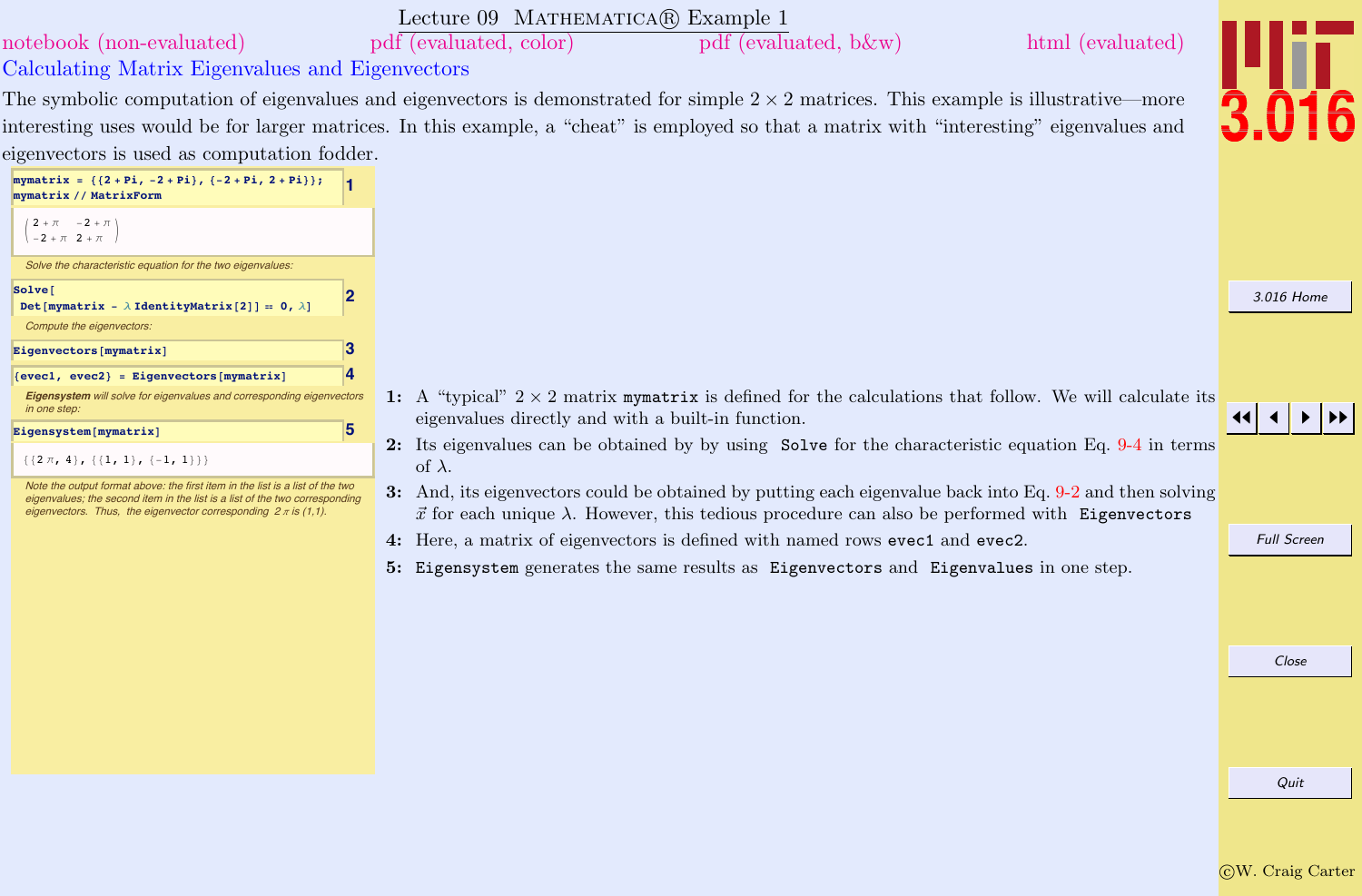# Lecture 09 Mathematica® Example 1

notebook (non-evaluated) pdf (evaluated, color) pdf (evaluated, b&w) html (evaluated)

## Calculating Matrix Eigenvalues and Eigenvectors

The symbolic computation of eigenvalues and eigenvectors is demonstrated for simple $2 \times 2$ matrices. This example is illustrative—more interesting uses would be for larger matrices. In this example, a "cheat" is employed so that a matrix with "interesting" eigenvalues and eigenvectors is used as computation fodder.

```
mymatrix = {{2 + Pi, -2 + Pi}, {-2 + Pi, 2 + Pi}};
mymatrix // MatrixForm
```
**1**

$$\begin{pmatrix} 2+\pi & -2+\pi \\ -2+\pi & 2+\pi \end{pmatrix}$$

*Solve the characteristic equation for the two eigenvalues:*

```
Solve[
 Det[mymatrix - λ IdentityMatrix[2]] == 0, λ]
```
**2**

*Compute the eigenvectors:*

```
Eigenvectors[mymatrix]
```
**3**

```
{evec1, evec2} = Eigenvectors[mymatrix]
```
**4**

***Eigensystem** will solve for eigenvalues and corresponding eigenvectors in one step:*

```
Eigensystem[mymatrix]
```
**5**

```
{{2 π, 4}, {{1, 1}, {-1, 1}}}
```

*Note the output format above: the first item in the list is a list of the two eigenvalues; the second item in the list is a list of the two corresponding eigenvectors. Thus, the eigenvector corresponding $2\pi$ is (1,1).*

**1:** A "typical" $2 \times 2$ matrix `mymatrix` is defined for the calculations that follow. We will calculate its eigenvalues directly and with a built-in function.

**2:** Its eigenvalues can be obtained by by using `Solve` for the characteristic equation Eq. 9-4 in terms of $\lambda$.

**3:** And, its eigenvectors could be obtained by putting each eigenvalue back into Eq. 9-2 and then solving $\vec{x}$ for each unique $\lambda$. However, this tedious procedure can also be performed with `Eigenvectors`

**4:** Here, a matrix of eigenvectors is defined with named rows `evec1` and `evec2`.

**5:** `Eigensystem` generates the same results as `Eigenvectors` and `Eigenvalues` in one step.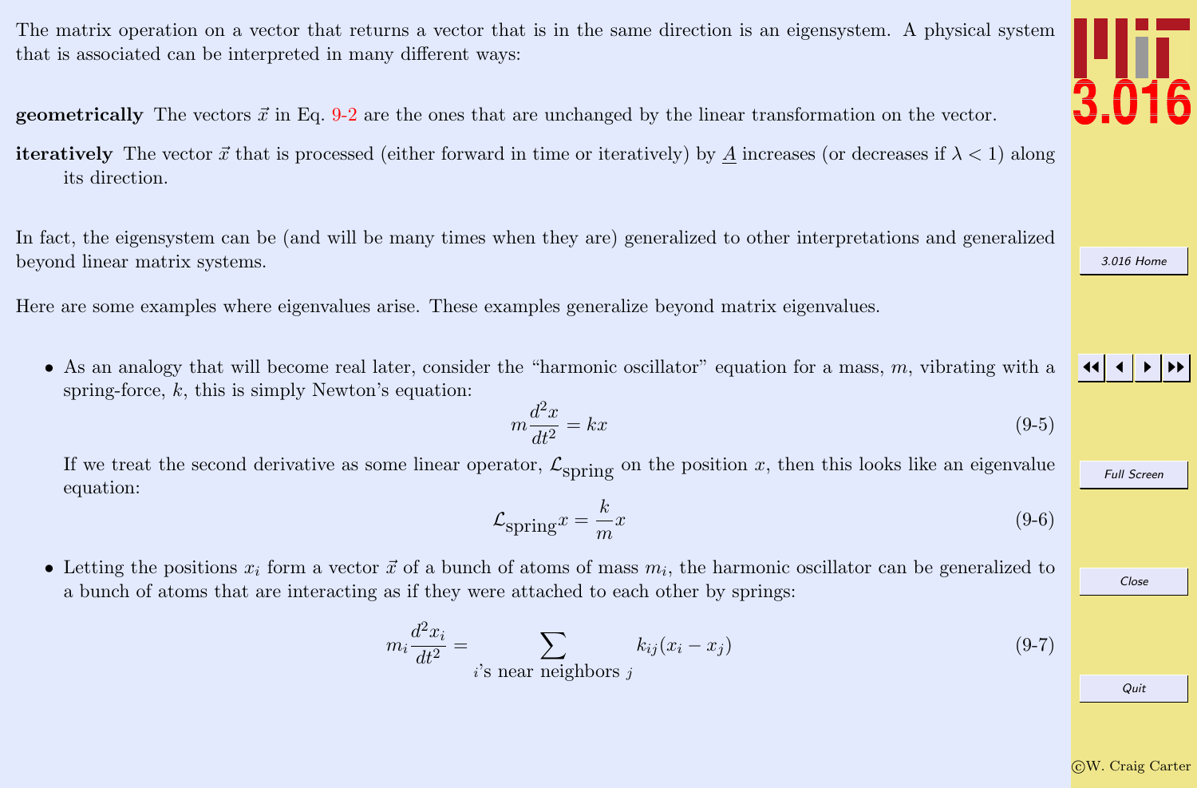The matrix operation on a vector that returns a vector that is in the same direction is an eigensystem. A physical system that is associated can be interpreted in many different ways:

**geometrically** The vectors $\vec{x}$ in Eq. 9-2 are the ones that are unchanged by the linear transformation on the vector.

**iteratively** The vector $\vec{x}$ that is processed (either forward in time or iteratively) by $\underline{A}$ increases (or decreases if $\lambda < 1$) along its direction.

In fact, the eigensystem can be (and will be many times when they are) generalized to other interpretations and generalized beyond linear matrix systems.

Here are some examples where eigenvalues arise. These examples generalize beyond matrix eigenvalues.

- As an analogy that will become real later, consider the "harmonic oscillator" equation for a mass, $m$, vibrating with a spring-force, $k$, this is simply Newton's equation:

$$m\frac{d^2x}{dt^2} = kx \tag{9-5}$$

  If we treat the second derivative as some linear operator, $\mathcal{L}_{\text{spring}}$ on the position $x$, then this looks like an eigenvalue equation:

$$\mathcal{L}_{\text{spring}}x = \frac{k}{m}x \tag{9-6}$$

- Letting the positions $x_i$ form a vector $\vec{x}$ of a bunch of atoms of mass $m_i$, the harmonic oscillator can be generalized to a bunch of atoms that are interacting as if they were attached to each other by springs:

$$m_i\frac{d^2x_i}{dt^2} = \sum_{i\text{'s near neighbors } j} k_{ij}(x_i - x_j) \tag{9-7}$$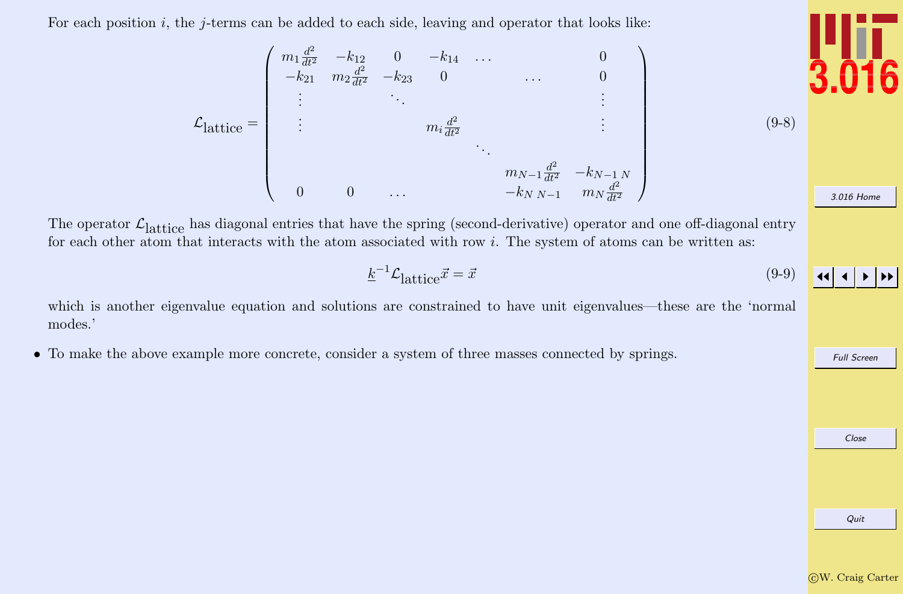For each position $i$, the $j$-terms can be added to each side, leaving and operator that looks like:

$$
\mathcal{L}_{\text{lattice}} = \begin{pmatrix}
m_1 \frac{d^2}{dt^2} & -k_{12} & 0 & -k_{14} & \ldots & & 0 \\
-k_{21} & m_2 \frac{d^2}{dt^2} & -k_{23} & 0 & & \ldots & 0 \\
\vdots & & \ddots & & & & \vdots \\
\vdots & & & m_i \frac{d^2}{dt^2} & & & \vdots \\
 & & & & \ddots & & \\
 & & & & & m_{N-1} \frac{d^2}{dt^2} & -k_{N-1\ N} \\
0 & 0 & \ldots & & & -k_{N\ N-1} & m_N \frac{d^2}{dt^2}
\end{pmatrix} \tag{9-8}
$$

The operator $\mathcal{L}_{\text{lattice}}$ has diagonal entries that have the spring (second-derivative) operator and one off-diagonal entry for each other atom that interacts with the atom associated with row $i$. The system of atoms can be written as:

$$
\underline{k}^{-1} \mathcal{L}_{\text{lattice}} \vec{x} = \vec{x} \tag{9-9}
$$

which is another eigenvalue equation and solutions are constrained to have unit eigenvalues—these are the 'normal modes.'

- To make the above example more concrete, consider a system of three masses connected by springs.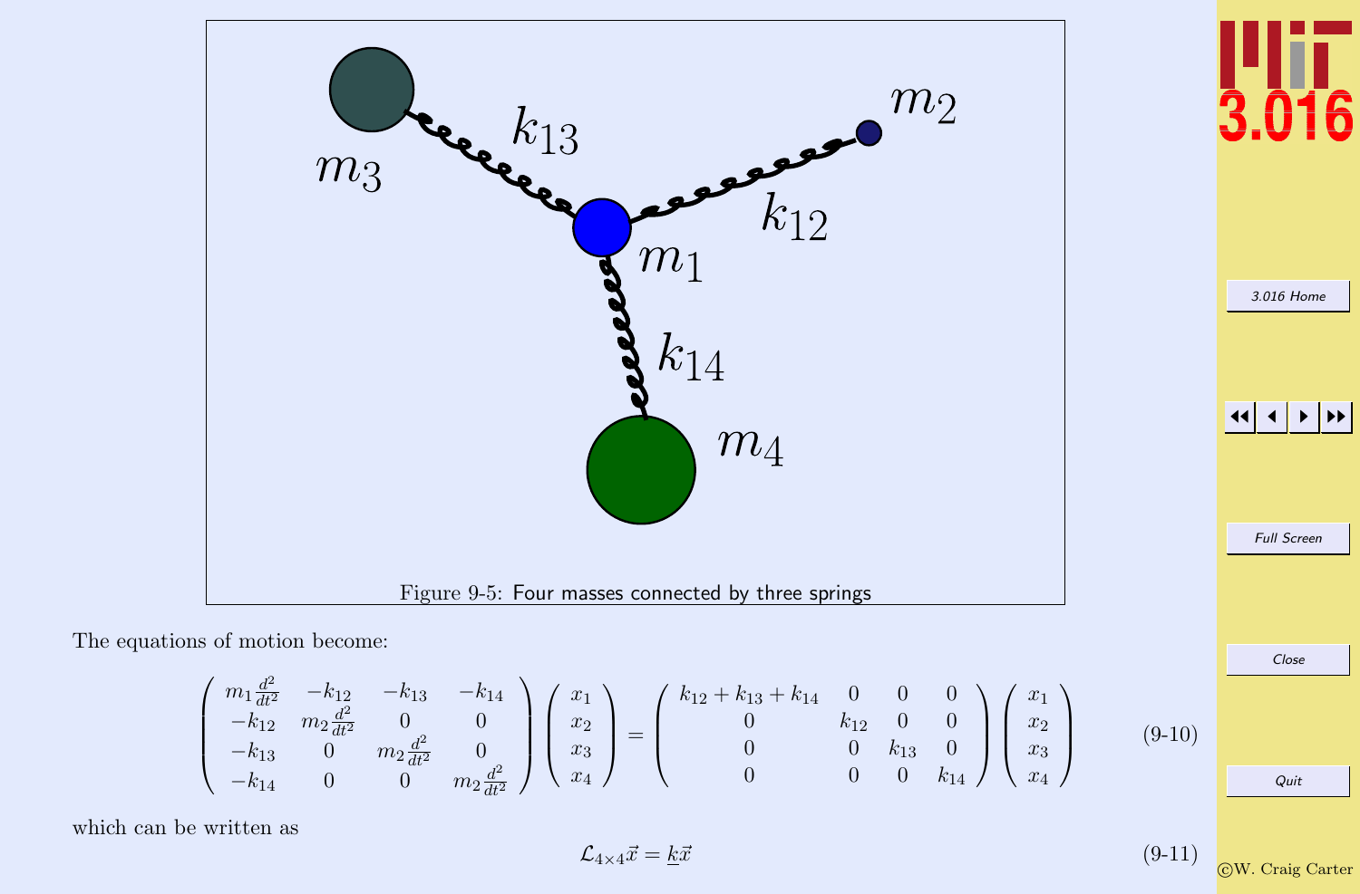Figure 9-5: Four masses connected by three springs

The equations of motion become:

$$\begin{pmatrix} m_1 \frac{d^2}{dt^2} & -k_{12} & -k_{13} & -k_{14} \\ -k_{12} & m_2 \frac{d^2}{dt^2} & 0 & 0 \\ -k_{13} & 0 & m_2 \frac{d^2}{dt^2} & 0 \\ -k_{14} & 0 & 0 & m_2 \frac{d^2}{dt^2} \end{pmatrix} \begin{pmatrix} x_1 \\ x_2 \\ x_3 \\ x_4 \end{pmatrix} = \begin{pmatrix} k_{12}+k_{13}+k_{14} & 0 & 0 & 0 \\ 0 & k_{12} & 0 & 0 \\ 0 & 0 & k_{13} & 0 \\ 0 & 0 & 0 & k_{14} \end{pmatrix} \begin{pmatrix} x_1 \\ x_2 \\ x_3 \\ x_4 \end{pmatrix} \tag{9-10}$$

which can be written as

$$\mathcal{L}_{4\times 4}\vec{x} = \underline{k}\vec{x} \tag{9-11}$$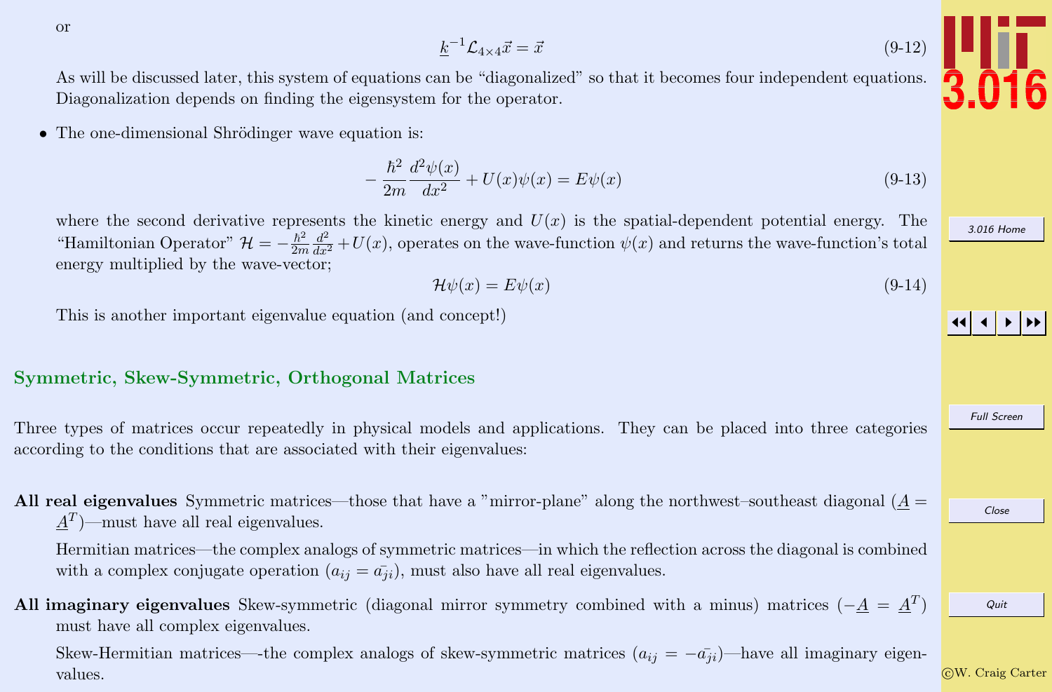or

$$\underline{k}^{-1}\mathcal{L}_{4\times 4}\vec{x} = \vec{x} \tag{9-12}$$

As will be discussed later, this system of equations can be "diagonalized" so that it becomes four independent equations. Diagonalization depends on finding the eigensystem for the operator.

- The one-dimensional Shrödinger wave equation is:

$$-\frac{\hbar^2}{2m}\frac{d^2\psi(x)}{dx^2} + U(x)\psi(x) = E\psi(x) \tag{9-13}$$

where the second derivative represents the kinetic energy and $U(x)$ is the spatial-dependent potential energy. The "Hamiltonian Operator" $\mathcal{H} = -\frac{\hbar^2}{2m}\frac{d^2}{dx^2} + U(x)$, operates on the wave-function $\psi(x)$ and returns the wave-function's total energy multiplied by the wave-vector;

$$\mathcal{H}\psi(x) = E\psi(x) \tag{9-14}$$

This is another important eigenvalue equation (and concept!)

## Symmetric, Skew-Symmetric, Orthogonal Matrices

Three types of matrices occur repeatedly in physical models and applications. They can be placed into three categories according to the conditions that are associated with their eigenvalues:

**All real eigenvalues** Symmetric matrices—those that have a "mirror-plane" along the northwest–southeast diagonal ($\underline{A} = \underline{A}^T$)—must have all real eigenvalues.

Hermitian matrices—the complex analogs of symmetric matrices—in which the reflection across the diagonal is combined with a complex conjugate operation ($a_{ij} = \bar{a_{ji}}$), must also have all real eigenvalues.

**All imaginary eigenvalues** Skew-symmetric (diagonal mirror symmetry combined with a minus) matrices ($-\underline{A} = \underline{A}^T$) must have all complex eigenvalues.

Skew-Hermitian matrices—-the complex analogs of skew-symmetric matrices ($a_{ij} = -\bar{a_{ji}}$)—have all imaginary eigenvalues.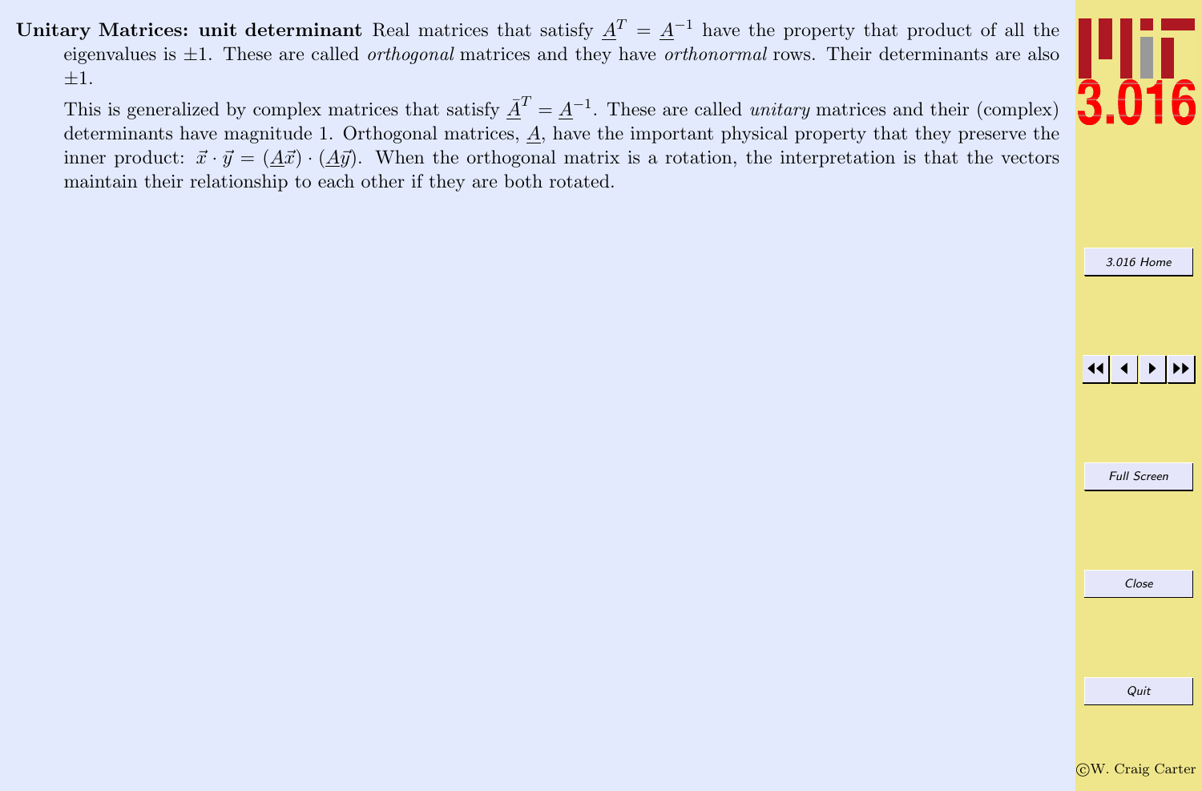**Unitary Matrices: unit determinant** Real matrices that satisfy $\underline{A}^T = \underline{A}^{-1}$ have the property that product of all the eigenvalues is $\pm 1$. These are called *orthogonal* matrices and they have *orthonormal* rows. Their determinants are also $\pm 1$.

This is generalized by complex matrices that satisfy $\bar{\underline{A}}^T = \underline{A}^{-1}$. These are called *unitary* matrices and their (complex) determinants have magnitude 1. Orthogonal matrices, $\underline{A}$, have the important physical property that they preserve the inner product: $\vec{x} \cdot \vec{y} = (\underline{A}\vec{x}) \cdot (\underline{A}\vec{y})$. When the orthogonal matrix is a rotation, the interpretation is that the vectors maintain their relationship to each other if they are both rotated.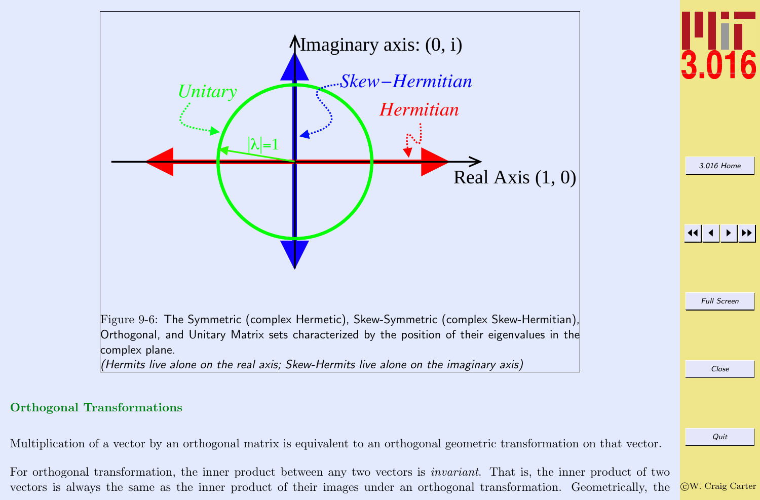Figure 9-6: The Symmetric (complex Hermetic), Skew-Symmetric (complex Skew-Hermitian), Orthogonal, and Unitary Matrix sets characterized by the position of their eigenvalues in the complex plane.
*(Hermits live alone on the real axis; Skew-Hermits live alone on the imaginary axis)*

### Orthogonal Transformations

Multiplication of a vector by an orthogonal matrix is equivalent to an orthogonal geometric transformation on that vector.

For orthogonal transformation, the inner product between any two vectors is *invariant*. That is, the inner product of two vectors is always the same as the inner product of their images under an orthogonal transformation. Geometrically, the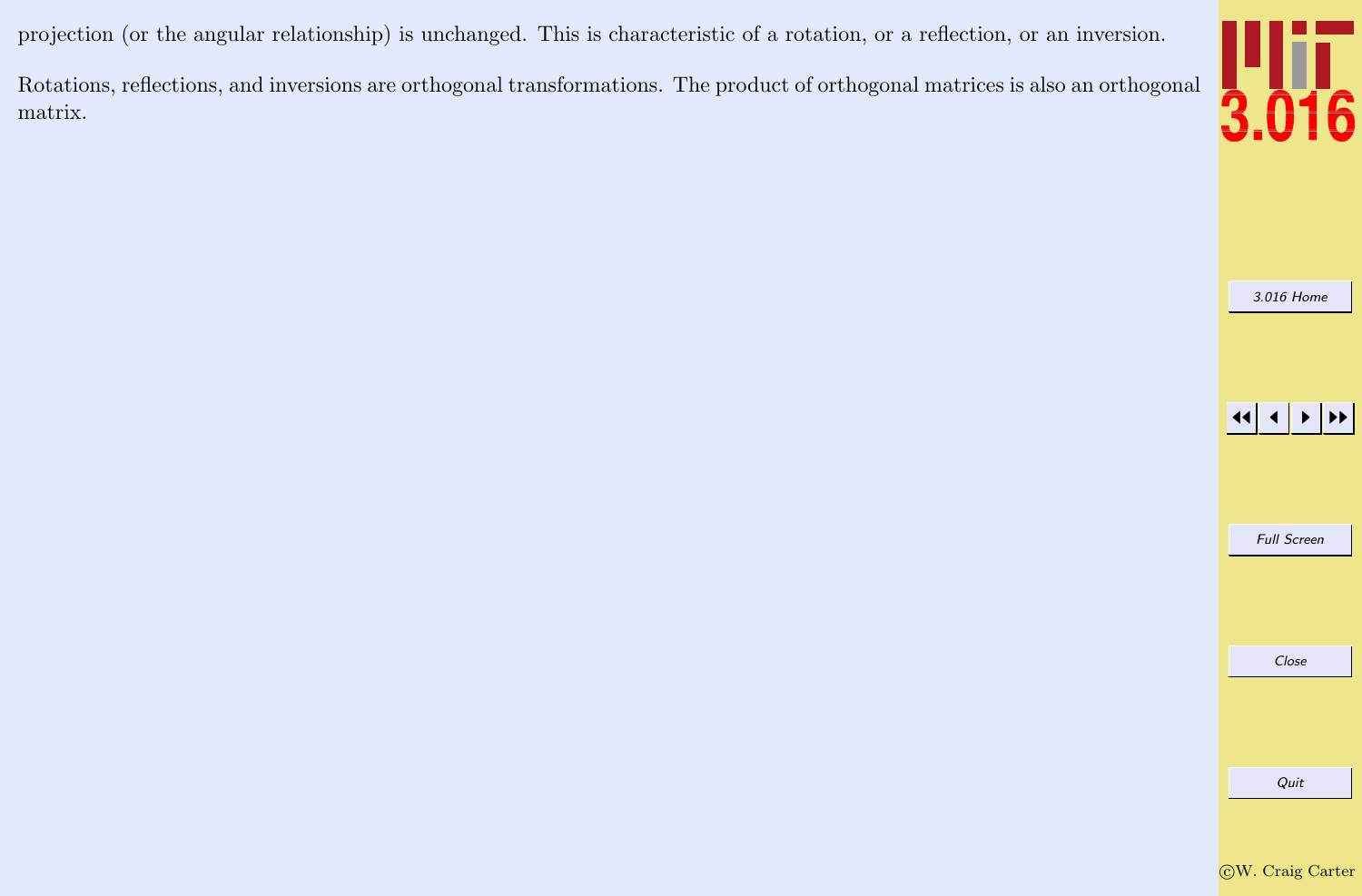projection (or the angular relationship) is unchanged. This is characteristic of a rotation, or a reflection, or an inversion.

Rotations, reflections, and inversions are orthogonal transformations. The product of orthogonal matrices is also an orthogonal matrix.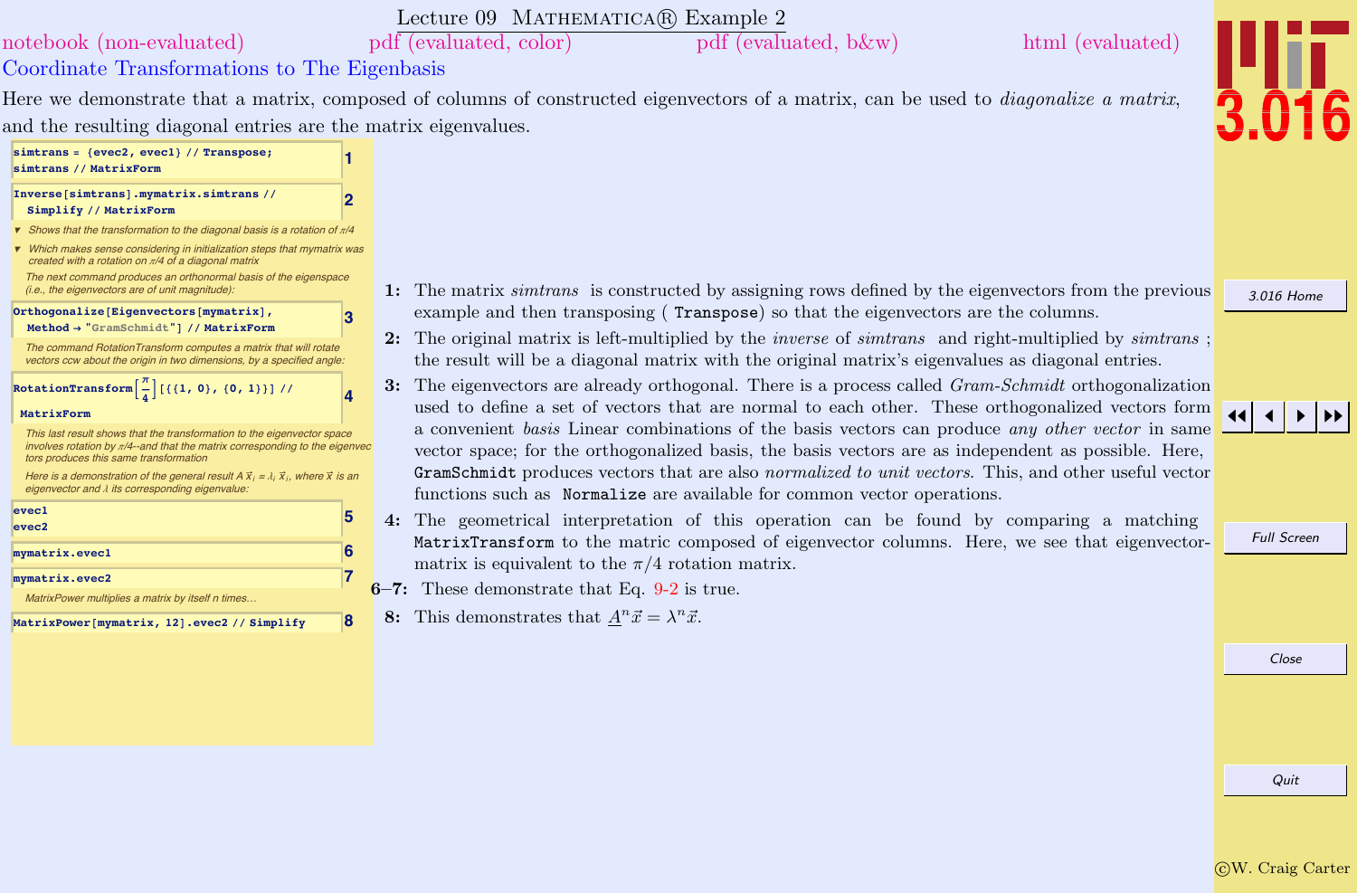# Lecture 09 Mathematica® Example 2

notebook (non-evaluated) pdf (evaluated, color) pdf (evaluated, b&w) html (evaluated)

## Coordinate Transformations to The Eigenbasis

Here we demonstrate that a matrix, composed of columns of constructed eigenvectors of a matrix, can be used to *diagonalize a matrix*, and the resulting diagonal entries are the matrix eigenvalues.

```
simtrans = {evec2, evec1} // Transpose;
simtrans // MatrixForm
```
1

```
Inverse[simtrans].mymatrix.simtrans //
  Simplify // MatrixForm
```
2

- Shows that the transformation to the diagonal basis is a rotation of $\pi/4$
- Which makes sense considering in initialization steps that mymatrix was created with a rotation on $\pi/4$ of a diagonal matrix

The next command produces an orthonormal basis of the eigenspace (i.e., the eigenvectors are of unit magnitude):

```
Orthogonalize[Eigenvectors[mymatrix],
  Method → "GramSchmidt"] // MatrixForm
```
3

The command RotationTransform computes a matrix that will rotate vectors ccw about the origin in two dimensions, by a specified angle:

```
RotationTransform[π/4][{{1, 0}, {0, 1}}] //
  MatrixForm
```
4

This last result shows that the transformation to the eigenvector space involves rotation by $\pi/4$--and that the matrix corresponding to the eigenvectors produces this same transformation

Here is a demonstration of the general result $A\,\vec{x}_i = \lambda_i\,\vec{x}_i$, where $\vec{x}$ is an eigenvector and $\lambda$ its corresponding eigenvalue:

```
evec1
evec2
```
5

```
mymatrix.evec1
```
6

```
mymatrix.evec2
```
7

MatrixPower multiplies a matrix by itself n times...

```
MatrixPower[mymatrix, 12].evec2 // Simplify
```
8

**1:** The matrix *simtrans* is constructed by assigning rows defined by the eigenvectors from the previous example and then transposing ( `Transpose`) so that the eigenvectors are the columns.

**2:** The original matrix is left-multiplied by the *inverse* of *simtrans* and right-multiplied by *simtrans* ; the result will be a diagonal matrix with the original matrix's eigenvalues as diagonal entries.

**3:** The eigenvectors are already orthogonal. There is a process called *Gram-Schmidt* orthogonalization used to define a set of vectors that are normal to each other. These orthogonalized vectors form a convenient *basis* Linear combinations of the basis vectors can produce *any other vector* in same vector space; for the orthogonalized basis, the basis vectors are as independent as possible. Here, `GramSchmidt` produces vectors that are also *normalized to unit vectors.* This, and other useful vector functions such as `Normalize` are available for common vector operations.

**4:** The geometrical interpretation of this operation can be found by comparing a matching `MatrixTransform` to the matric composed of eigenvector columns. Here, we see that eigenvector-matrix is equivalent to the $\pi/4$ rotation matrix.

**6–7:** These demonstrate that Eq. 9-2 is true.

**8:** This demonstrates that $\underline{A}^n\vec{x} = \lambda^n\vec{x}$.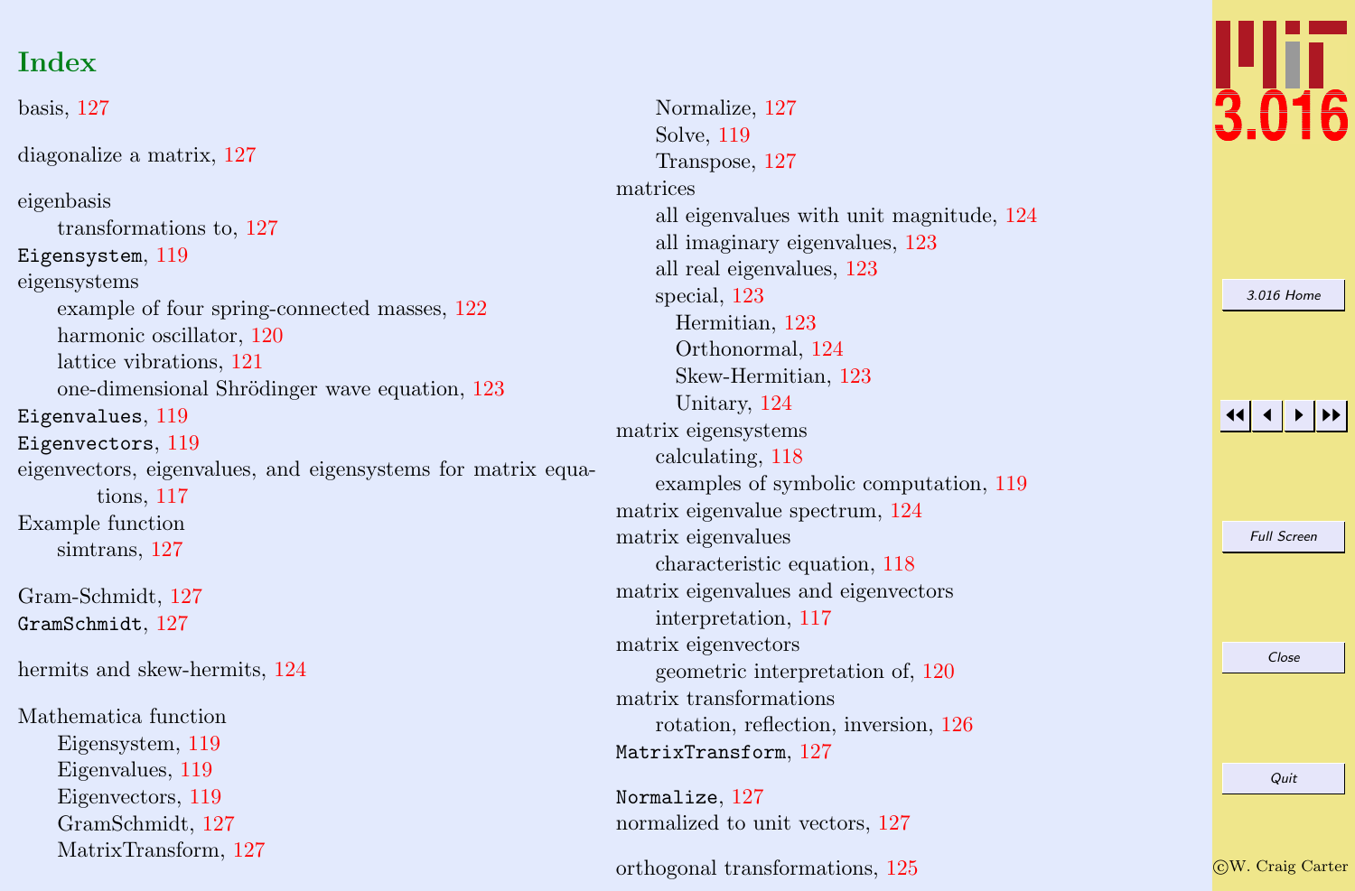# Index

basis, 127

diagonalize a matrix, 127

eigenbasis
  transformations to, 127
`Eigensystem`, 119
eigensystems
  example of four spring-connected masses, 122
  harmonic oscillator, 120
  lattice vibrations, 121
  one-dimensional Shrödinger wave equation, 123
`Eigenvalues`, 119
`Eigenvectors`, 119
eigenvectors, eigenvalues, and eigensystems for matrix equations, 117
Example function
  simtrans, 127

Gram-Schmidt, 127
`GramSchmidt`, 127

hermits and skew-hermits, 124

Mathematica function
  Eigensystem, 119
  Eigenvalues, 119
  Eigenvectors, 119
  GramSchmidt, 127
  MatrixTransform, 127
  Normalize, 127
  Solve, 119
  Transpose, 127
matrices
  all eigenvalues with unit magnitude, 124
  all imaginary eigenvalues, 123
  all real eigenvalues, 123
  special, 123
    Hermitian, 123
    Orthonormal, 124
    Skew-Hermitian, 123
    Unitary, 124
matrix eigensystems
  calculating, 118
  examples of symbolic computation, 119
matrix eigenvalue spectrum, 124
matrix eigenvalues
  characteristic equation, 118
matrix eigenvalues and eigenvectors
  interpretation, 117
matrix eigenvectors
  geometric interpretation of, 120
matrix transformations
  rotation, reflection, inversion, 126
`MatrixTransform`, 127

`Normalize`, 127
normalized to unit vectors, 127

orthogonal transformations, 125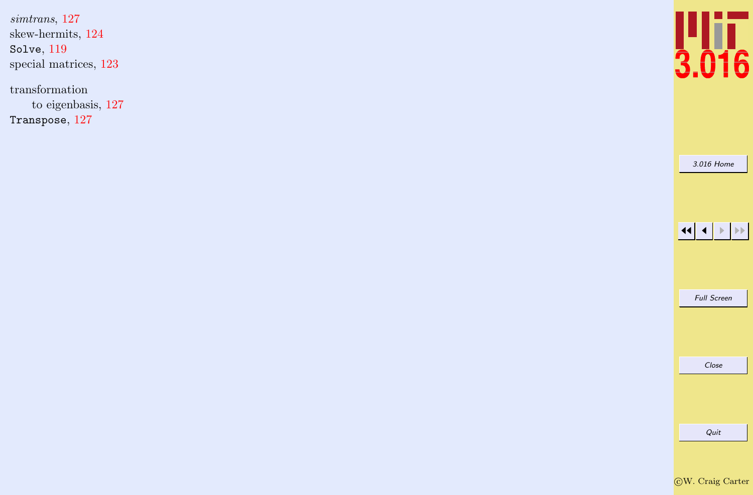*simtrans*, 127
skew-hermits, 124
`Solve`, 119
special matrices, 123

transformation
    to eigenbasis, 127
`Transpose`, 127